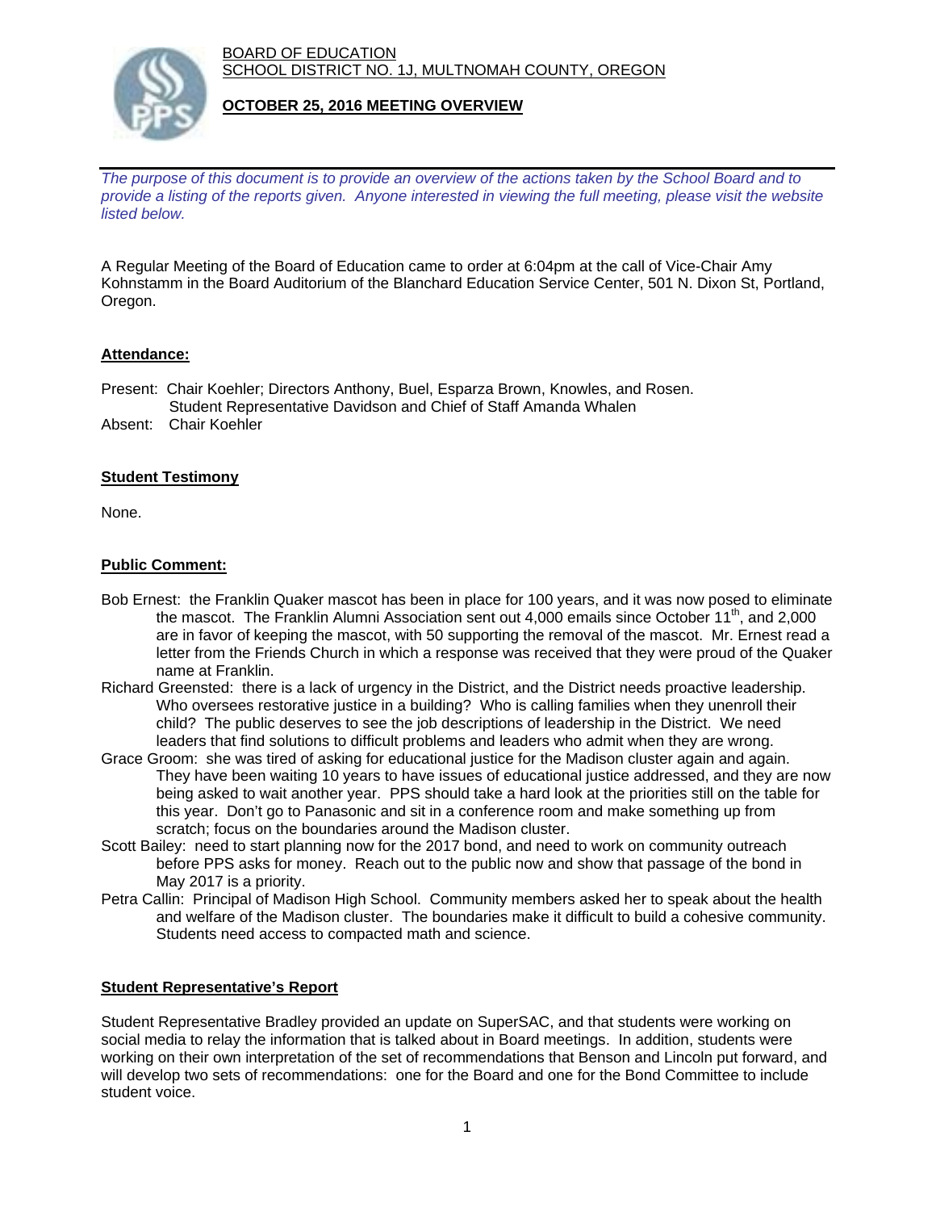BOARD OF EDUCATION
SCHOOL DISTRICT NO. 1J, MULTNOMAH COUNTY, OREGON

**OCTOBER 25, 2016 MEETING OVERVIEW**

---

*The purpose of this document is to provide an overview of the actions taken by the School Board and to provide a listing of the reports given. Anyone interested in viewing the full meeting, please visit the website listed below.*

A Regular Meeting of the Board of Education came to order at 6:04pm at the call of Vice-Chair Amy Kohnstamm in the Board Auditorium of the Blanchard Education Service Center, 501 N. Dixon St, Portland, Oregon.

## Attendance:

Present: Chair Koehler; Directors Anthony, Buel, Esparza Brown, Knowles, and Rosen.
Student Representative Davidson and Chief of Staff Amanda Whalen
Absent: Chair Koehler

## Student Testimony

None.

## Public Comment:

Bob Ernest: the Franklin Quaker mascot has been in place for 100 years, and it was now posed to eliminate the mascot. The Franklin Alumni Association sent out 4,000 emails since October 11th, and 2,000 are in favor of keeping the mascot, with 50 supporting the removal of the mascot. Mr. Ernest read a letter from the Friends Church in which a response was received that they were proud of the Quaker name at Franklin.

Richard Greensted: there is a lack of urgency in the District, and the District needs proactive leadership. Who oversees restorative justice in a building? Who is calling families when they unenroll their child? The public deserves to see the job descriptions of leadership in the District. We need leaders that find solutions to difficult problems and leaders who admit when they are wrong.

Grace Groom: she was tired of asking for educational justice for the Madison cluster again and again. They have been waiting 10 years to have issues of educational justice addressed, and they are now being asked to wait another year. PPS should take a hard look at the priorities still on the table for this year. Don't go to Panasonic and sit in a conference room and make something up from scratch; focus on the boundaries around the Madison cluster.

Scott Bailey: need to start planning now for the 2017 bond, and need to work on community outreach before PPS asks for money. Reach out to the public now and show that passage of the bond in May 2017 is a priority.

Petra Callin: Principal of Madison High School. Community members asked her to speak about the health and welfare of the Madison cluster. The boundaries make it difficult to build a cohesive community. Students need access to compacted math and science.

## Student Representative's Report

Student Representative Bradley provided an update on SuperSAC, and that students were working on social media to relay the information that is talked about in Board meetings. In addition, students were working on their own interpretation of the set of recommendations that Benson and Lincoln put forward, and will develop two sets of recommendations: one for the Board and one for the Bond Committee to include student voice.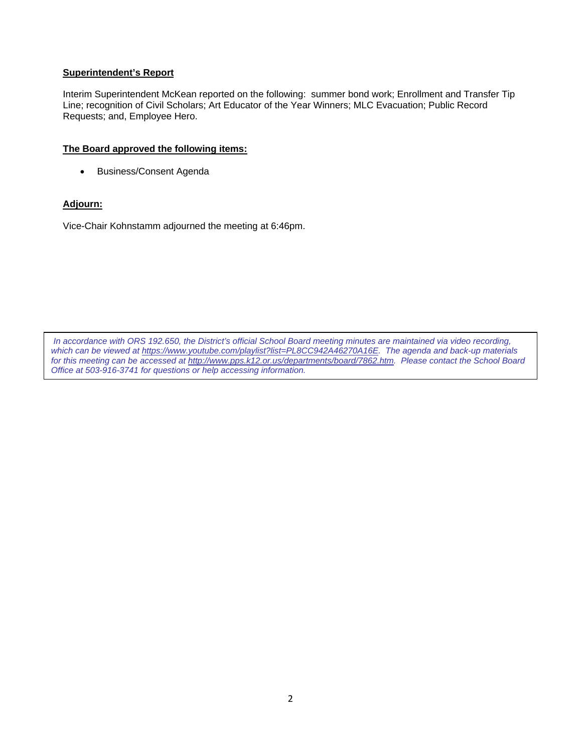**Superintendent's Report**

Interim Superintendent McKean reported on the following: summer bond work; Enrollment and Transfer Tip Line; recognition of Civil Scholars; Art Educator of the Year Winners; MLC Evacuation; Public Record Requests; and, Employee Hero.

**The Board approved the following items:**

- Business/Consent Agenda

**Adjourn:**

Vice-Chair Kohnstamm adjourned the meeting at 6:46pm.

*In accordance with ORS 192.650, the District's official School Board meeting minutes are maintained via video recording, which can be viewed at https://www.youtube.com/playlist?list=PL8CC942A46270A16E. The agenda and back-up materials for this meeting can be accessed at http://www.pps.k12.or.us/departments/board/7862.htm. Please contact the School Board Office at 503-916-3741 for questions or help accessing information.*